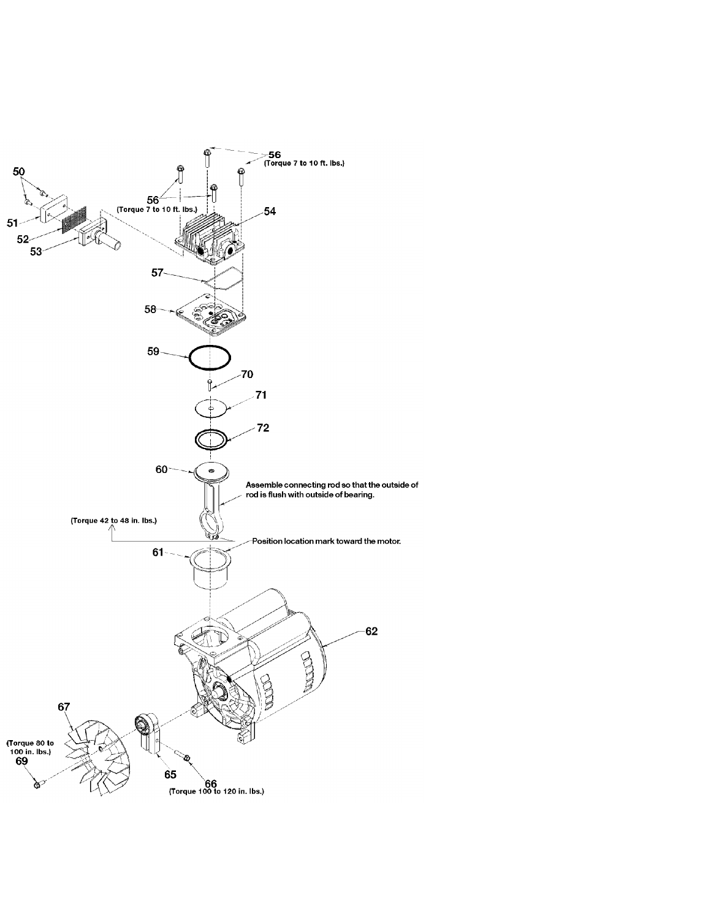50

51

52

53

56

(Torque 7 to 10 ft. lbs.)

56

(Torque 7 to 10 ft. lbs.)

54

57

58

59

70

71

72

60

Assemble connecting rod so that the outside of rod is flush with outside of bearing.

(Torque 42 to 48 in. lbs.)

Position location mark toward the motor.

61

62

67

(Torque 80 to 100 in. lbs.)

69

65

66

(Torque 100 to 120 in. lbs.)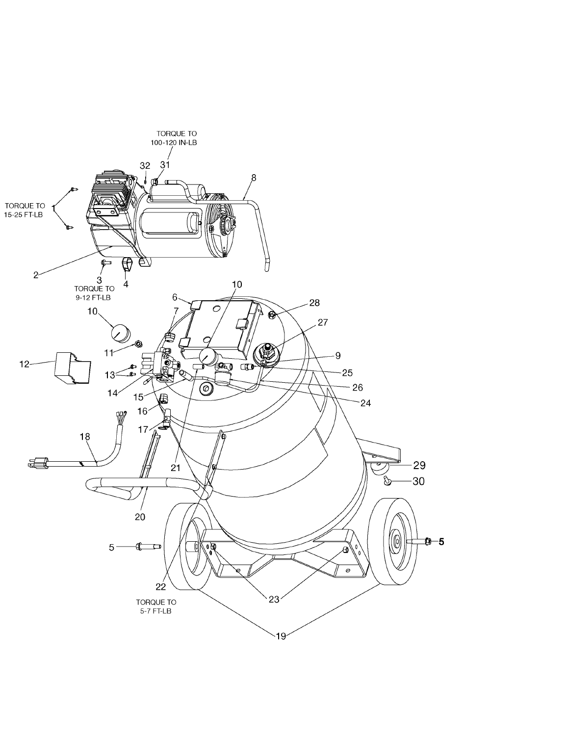TORQUE TO
100-120 IN-LB

TORQUE TO
15-25 FT-LB

TORQUE TO
9-12 FT-LB

TORQUE TO
5-7 FT-LB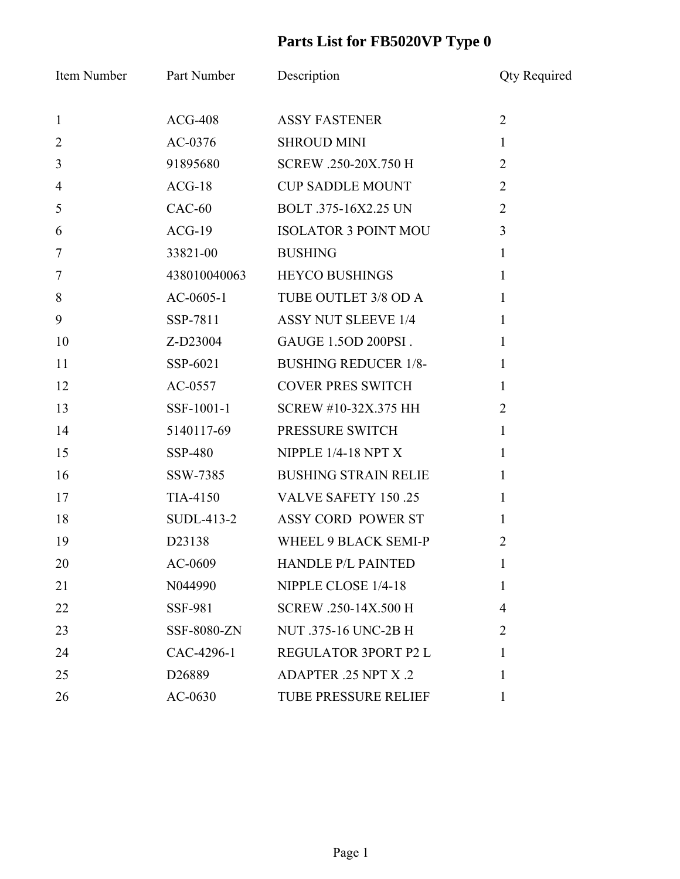# Parts List for FB5020VP Type 0

| Item Number | Part Number | Description | Qty Required |
|---|---|---|---|
| 1 | ACG-408 | ASSY FASTENER | 2 |
| 2 | AC-0376 | SHROUD MINI | 1 |
| 3 | 91895680 | SCREW .250-20X.750 H | 2 |
| 4 | ACG-18 | CUP SADDLE MOUNT | 2 |
| 5 | CAC-60 | BOLT .375-16X2.25 UN | 2 |
| 6 | ACG-19 | ISOLATOR 3 POINT MOU | 3 |
| 7 | 33821-00 | BUSHING | 1 |
| 7 | 438010040063 | HEYCO BUSHINGS | 1 |
| 8 | AC-0605-1 | TUBE OUTLET 3/8 OD A | 1 |
| 9 | SSP-7811 | ASSY NUT SLEEVE 1/4 | 1 |
| 10 | Z-D23004 | GAUGE 1.5OD 200PSI . | 1 |
| 11 | SSP-6021 | BUSHING REDUCER 1/8- | 1 |
| 12 | AC-0557 | COVER PRES SWITCH | 1 |
| 13 | SSF-1001-1 | SCREW #10-32X.375 HH | 2 |
| 14 | 5140117-69 | PRESSURE SWITCH | 1 |
| 15 | SSP-480 | NIPPLE 1/4-18 NPT X | 1 |
| 16 | SSW-7385 | BUSHING STRAIN RELIE | 1 |
| 17 | TIA-4150 | VALVE SAFETY 150 .25 | 1 |
| 18 | SUDL-413-2 | ASSY CORD POWER ST | 1 |
| 19 | D23138 | WHEEL 9 BLACK SEMI-P | 2 |
| 20 | AC-0609 | HANDLE P/L PAINTED | 1 |
| 21 | N044990 | NIPPLE CLOSE 1/4-18 | 1 |
| 22 | SSF-981 | SCREW .250-14X.500 H | 4 |
| 23 | SSF-8080-ZN | NUT .375-16 UNC-2B H | 2 |
| 24 | CAC-4296-1 | REGULATOR 3PORT P2 L | 1 |
| 25 | D26889 | ADAPTER .25 NPT X .2 | 1 |
| 26 | AC-0630 | TUBE PRESSURE RELIEF | 1 |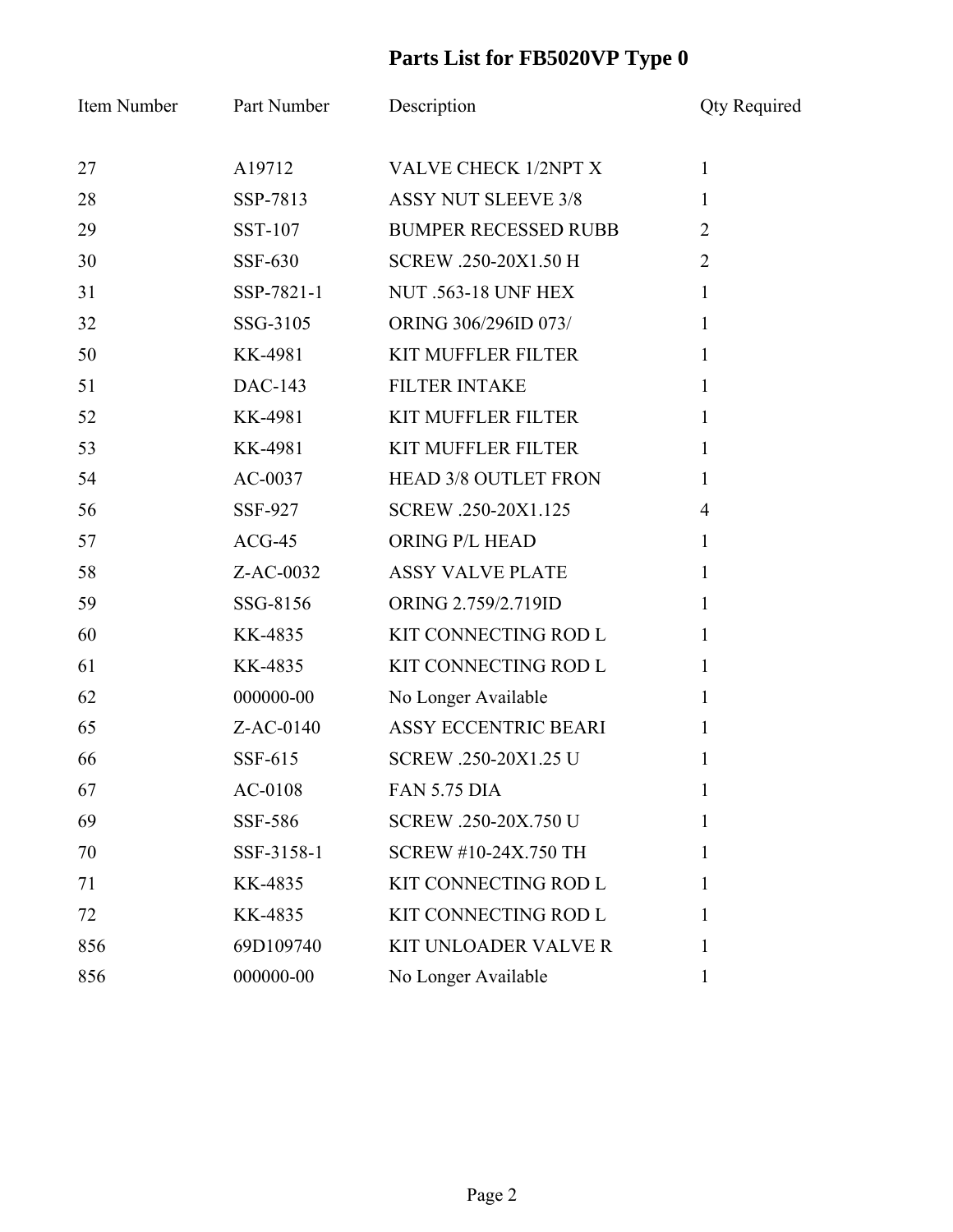# Parts List for FB5020VP Type 0

| Item Number | Part Number | Description | Qty Required |
|---|---|---|---|
| 27 | A19712 | VALVE CHECK 1/2NPT X | 1 |
| 28 | SSP-7813 | ASSY NUT SLEEVE 3/8 | 1 |
| 29 | SST-107 | BUMPER RECESSED RUBB | 2 |
| 30 | SSF-630 | SCREW .250-20X1.50 H | 2 |
| 31 | SSP-7821-1 | NUT .563-18 UNF HEX | 1 |
| 32 | SSG-3105 | ORING 306/296ID 073/ | 1 |
| 50 | KK-4981 | KIT MUFFLER FILTER | 1 |
| 51 | DAC-143 | FILTER INTAKE | 1 |
| 52 | KK-4981 | KIT MUFFLER FILTER | 1 |
| 53 | KK-4981 | KIT MUFFLER FILTER | 1 |
| 54 | AC-0037 | HEAD 3/8 OUTLET FRON | 1 |
| 56 | SSF-927 | SCREW .250-20X1.125 | 4 |
| 57 | ACG-45 | ORING P/L HEAD | 1 |
| 58 | Z-AC-0032 | ASSY VALVE PLATE | 1 |
| 59 | SSG-8156 | ORING 2.759/2.719ID | 1 |
| 60 | KK-4835 | KIT CONNECTING ROD L | 1 |
| 61 | KK-4835 | KIT CONNECTING ROD L | 1 |
| 62 | 000000-00 | No Longer Available | 1 |
| 65 | Z-AC-0140 | ASSY ECCENTRIC BEARI | 1 |
| 66 | SSF-615 | SCREW .250-20X1.25 U | 1 |
| 67 | AC-0108 | FAN 5.75 DIA | 1 |
| 69 | SSF-586 | SCREW .250-20X.750 U | 1 |
| 70 | SSF-3158-1 | SCREW #10-24X.750 TH | 1 |
| 71 | KK-4835 | KIT CONNECTING ROD L | 1 |
| 72 | KK-4835 | KIT CONNECTING ROD L | 1 |
| 856 | 69D109740 | KIT UNLOADER VALVE R | 1 |
| 856 | 000000-00 | No Longer Available | 1 |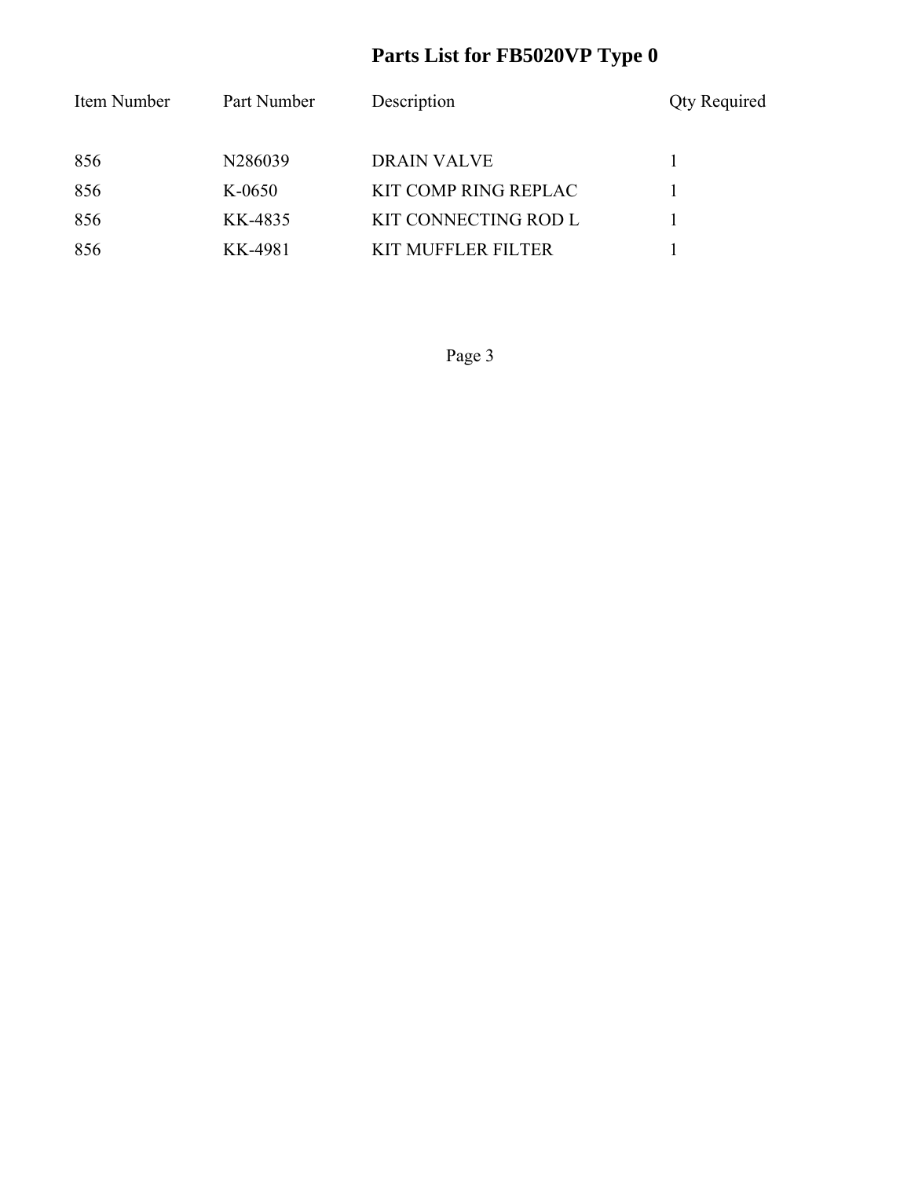# Parts List for FB5020VP Type 0

| Item Number | Part Number | Description | Qty Required |
|---|---|---|---|
| 856 | N286039 | DRAIN VALVE | 1 |
| 856 | K-0650 | KIT COMP RING REPLAC | 1 |
| 856 | KK-4835 | KIT CONNECTING ROD L | 1 |
| 856 | KK-4981 | KIT MUFFLER FILTER | 1 |